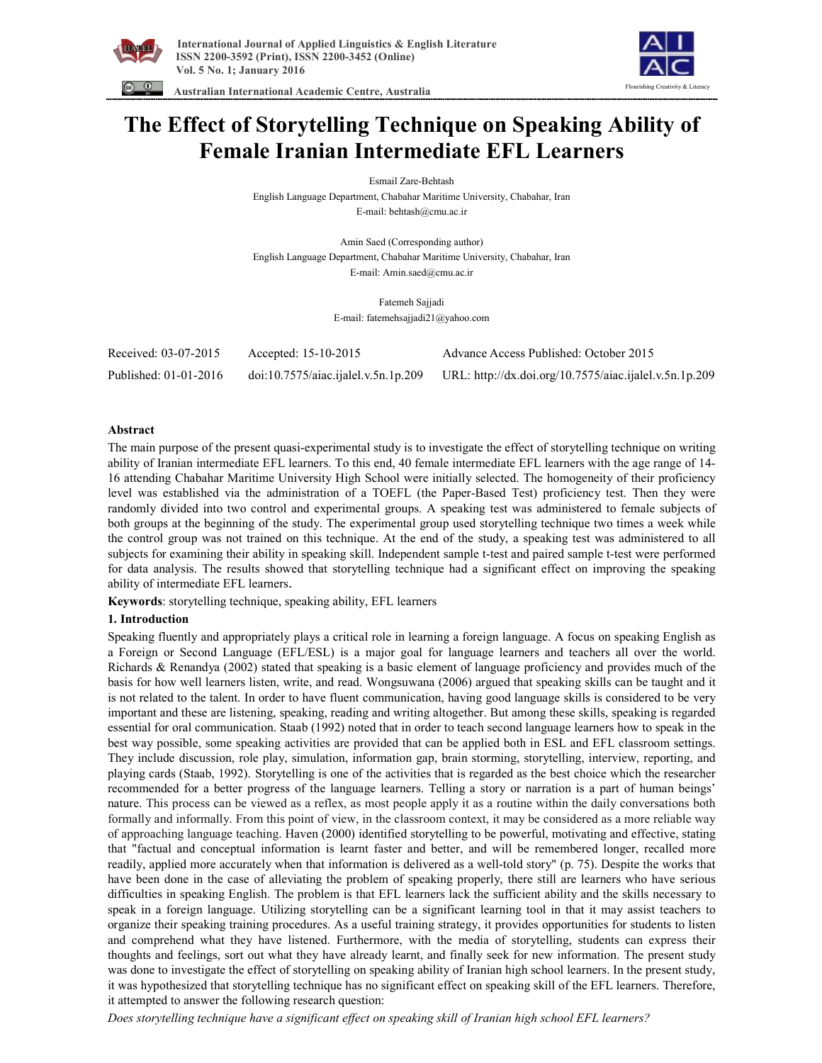# The Effect of Storytelling Technique on Speaking Ability of Female Iranian Intermediate EFL Learners

Esmail Zare-Behtash
English Language Department, Chabahar Maritime University, Chabahar, Iran
E-mail: behtash@cmu.ac.ir

Amin Saed (Corresponding author)
English Language Department, Chabahar Maritime University, Chabahar, Iran
E-mail: Amin.saed@cmu.ac.ir

Fatemeh Sajjadi
E-mail: fatemehsajjadi21@yahoo.com

| Received: 03-07-2015 | Accepted: 15-10-2015 | Advance Access Published: October 2015 |
|---|---|---|
| Published: 01-01-2016 | doi:10.7575/aiac.ijalel.v.5n.1p.209 | URL: http://dx.doi.org/10.7575/aiac.ijalel.v.5n.1p.209 |

## Abstract

The main purpose of the present quasi-experimental study is to investigate the effect of storytelling technique on writing ability of Iranian intermediate EFL learners. To this end, 40 female intermediate EFL learners with the age range of 14-16 attending Chabahar Maritime University High School were initially selected. The homogeneity of their proficiency level was established via the administration of a TOEFL (the Paper-Based Test) proficiency test. Then they were randomly divided into two control and experimental groups. A speaking test was administered to female subjects of both groups at the beginning of the study. The experimental group used storytelling technique two times a week while the control group was not trained on this technique. At the end of the study, a speaking test was administered to all subjects for examining their ability in speaking skill. Independent sample t-test and paired sample t-test were performed for data analysis. The results showed that storytelling technique had a significant effect on improving the speaking ability of intermediate EFL learners.

**Keywords**: storytelling technique, speaking ability, EFL learners

## 1. Introduction

Speaking fluently and appropriately plays a critical role in learning a foreign language. A focus on speaking English as a Foreign or Second Language (EFL/ESL) is a major goal for language learners and teachers all over the world. Richards & Renandya (2002) stated that speaking is a basic element of language proficiency and provides much of the basis for how well learners listen, write, and read. Wongsuwana (2006) argued that speaking skills can be taught and it is not related to the talent. In order to have fluent communication, having good language skills is considered to be very important and these are listening, speaking, reading and writing altogether. But among these skills, speaking is regarded essential for oral communication. Staab (1992) noted that in order to teach second language learners how to speak in the best way possible, some speaking activities are provided that can be applied both in ESL and EFL classroom settings. They include discussion, role play, simulation, information gap, brain storming, storytelling, interview, reporting, and playing cards (Staab, 1992). Storytelling is one of the activities that is regarded as the best choice which the researcher recommended for a better progress of the language learners. Telling a story or narration is a part of human beings' nature. This process can be viewed as a reflex, as most people apply it as a routine within the daily conversations both formally and informally. From this point of view, in the classroom context, it may be considered as a more reliable way of approaching language teaching. Haven (2000) identified storytelling to be powerful, motivating and effective, stating that "factual and conceptual information is learnt faster and better, and will be remembered longer, recalled more readily, applied more accurately when that information is delivered as a well-told story" (p. 75). Despite the works that have been done in the case of alleviating the problem of speaking properly, there still are learners who have serious difficulties in speaking English. The problem is that EFL learners lack the sufficient ability and the skills necessary to speak in a foreign language. Utilizing storytelling can be a significant learning tool in that it may assist teachers to organize their speaking training procedures. As a useful training strategy, it provides opportunities for students to listen and comprehend what they have listened. Furthermore, with the media of storytelling, students can express their thoughts and feelings, sort out what they have already learnt, and finally seek for new information. The present study was done to investigate the effect of storytelling on speaking ability of Iranian high school learners. In the present study, it was hypothesized that storytelling technique has no significant effect on speaking skill of the EFL learners. Therefore, it attempted to answer the following research question:

*Does storytelling technique have a significant effect on speaking skill of Iranian high school EFL learners?*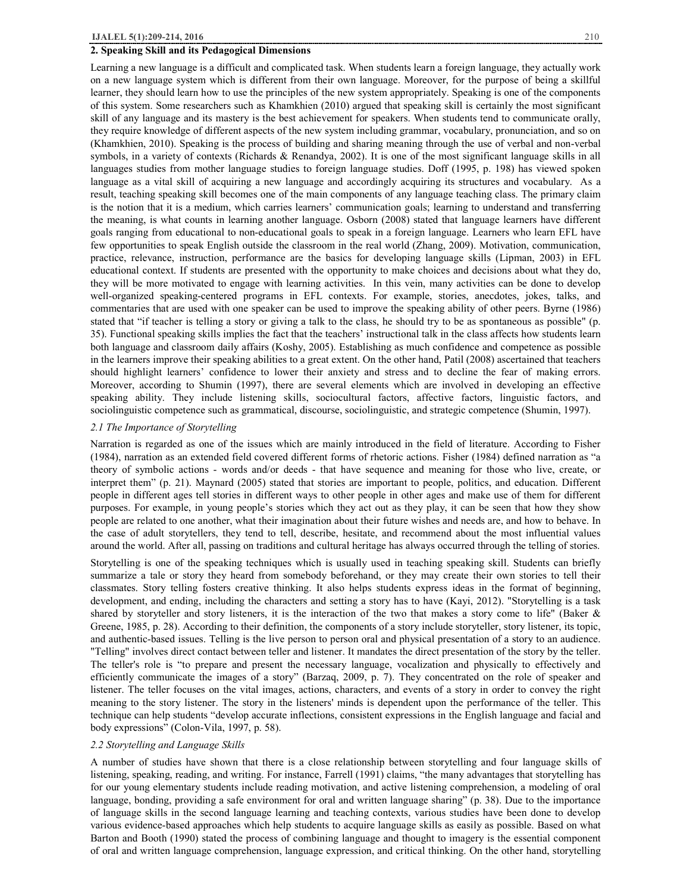## 2. Speaking Skill and its Pedagogical Dimensions

Learning a new language is a difficult and complicated task. When students learn a foreign language, they actually work on a new language system which is different from their own language. Moreover, for the purpose of being a skillful learner, they should learn how to use the principles of the new system appropriately. Speaking is one of the components of this system. Some researchers such as Khamkhien (2010) argued that speaking skill is certainly the most significant skill of any language and its mastery is the best achievement for speakers. When students tend to communicate orally, they require knowledge of different aspects of the new system including grammar, vocabulary, pronunciation, and so on (Khamkhien, 2010). Speaking is the process of building and sharing meaning through the use of verbal and non-verbal symbols, in a variety of contexts (Richards & Renandya, 2002). It is one of the most significant language skills in all languages studies from mother language studies to foreign language studies. Doff (1995, p. 198) has viewed spoken language as a vital skill of acquiring a new language and accordingly acquiring its structures and vocabulary. As a result, teaching speaking skill becomes one of the main components of any language teaching class. The primary claim is the notion that it is a medium, which carries learners' communication goals; learning to understand and transferring the meaning, is what counts in learning another language. Osborn (2008) stated that language learners have different goals ranging from educational to non-educational goals to speak in a foreign language. Learners who learn EFL have few opportunities to speak English outside the classroom in the real world (Zhang, 2009). Motivation, communication, practice, relevance, instruction, performance are the basics for developing language skills (Lipman, 2003) in EFL educational context. If students are presented with the opportunity to make choices and decisions about what they do, they will be more motivated to engage with learning activities. In this vein, many activities can be done to develop well-organized speaking-centered programs in EFL contexts. For example, stories, anecdotes, jokes, talks, and commentaries that are used with one speaker can be used to improve the speaking ability of other peers. Byrne (1986) stated that "if teacher is telling a story or giving a talk to the class, he should try to be as spontaneous as possible" (p. 35). Functional speaking skills implies the fact that the teachers' instructional talk in the class affects how students learn both language and classroom daily affairs (Koshy, 2005). Establishing as much confidence and competence as possible in the learners improve their speaking abilities to a great extent. On the other hand, Patil (2008) ascertained that teachers should highlight learners' confidence to lower their anxiety and stress and to decline the fear of making errors. Moreover, according to Shumin (1997), there are several elements which are involved in developing an effective speaking ability. They include listening skills, sociocultural factors, affective factors, linguistic factors, and sociolinguistic competence such as grammatical, discourse, sociolinguistic, and strategic competence (Shumin, 1997).

### *2.1 The Importance of Storytelling*

Narration is regarded as one of the issues which are mainly introduced in the field of literature. According to Fisher (1984), narration as an extended field covered different forms of rhetoric actions. Fisher (1984) defined narration as "a theory of symbolic actions - words and/or deeds - that have sequence and meaning for those who live, create, or interpret them" (p. 21). Maynard (2005) stated that stories are important to people, politics, and education. Different people in different ages tell stories in different ways to other people in other ages and make use of them for different purposes. For example, in young people's stories which they act out as they play, it can be seen that how they show people are related to one another, what their imagination about their future wishes and needs are, and how to behave. In the case of adult storytellers, they tend to tell, describe, hesitate, and recommend about the most influential values around the world. After all, passing on traditions and cultural heritage has always occurred through the telling of stories.

Storytelling is one of the speaking techniques which is usually used in teaching speaking skill. Students can briefly summarize a tale or story they heard from somebody beforehand, or they may create their own stories to tell their classmates. Story telling fosters creative thinking. It also helps students express ideas in the format of beginning, development, and ending, including the characters and setting a story has to have (Kayi, 2012). "Storytelling is a task shared by storyteller and story listeners, it is the interaction of the two that makes a story come to life" (Baker & Greene, 1985, p. 28). According to their definition, the components of a story include storyteller, story listener, its topic, and authentic-based issues. Telling is the live person to person oral and physical presentation of a story to an audience. "Telling" involves direct contact between teller and listener. It mandates the direct presentation of the story by the teller. The teller's role is "to prepare and present the necessary language, vocalization and physically to effectively and efficiently communicate the images of a story" (Barzaq, 2009, p. 7). They concentrated on the role of speaker and listener. The teller focuses on the vital images, actions, characters, and events of a story in order to convey the right meaning to the story listener. The story in the listeners' minds is dependent upon the performance of the teller. This technique can help students "develop accurate inflections, consistent expressions in the English language and facial and body expressions" (Colon-Vila, 1997, p. 58).

### *2.2 Storytelling and Language Skills*

A number of studies have shown that there is a close relationship between storytelling and four language skills of listening, speaking, reading, and writing. For instance, Farrell (1991) claims, "the many advantages that storytelling has for our young elementary students include reading motivation, and active listening comprehension, a modeling of oral language, bonding, providing a safe environment for oral and written language sharing" (p. 38). Due to the importance of language skills in the second language learning and teaching contexts, various studies have been done to develop various evidence-based approaches which help students to acquire language skills as easily as possible. Based on what Barton and Booth (1990) stated the process of combining language and thought to imagery is the essential component of oral and written language comprehension, language expression, and critical thinking. On the other hand, storytelling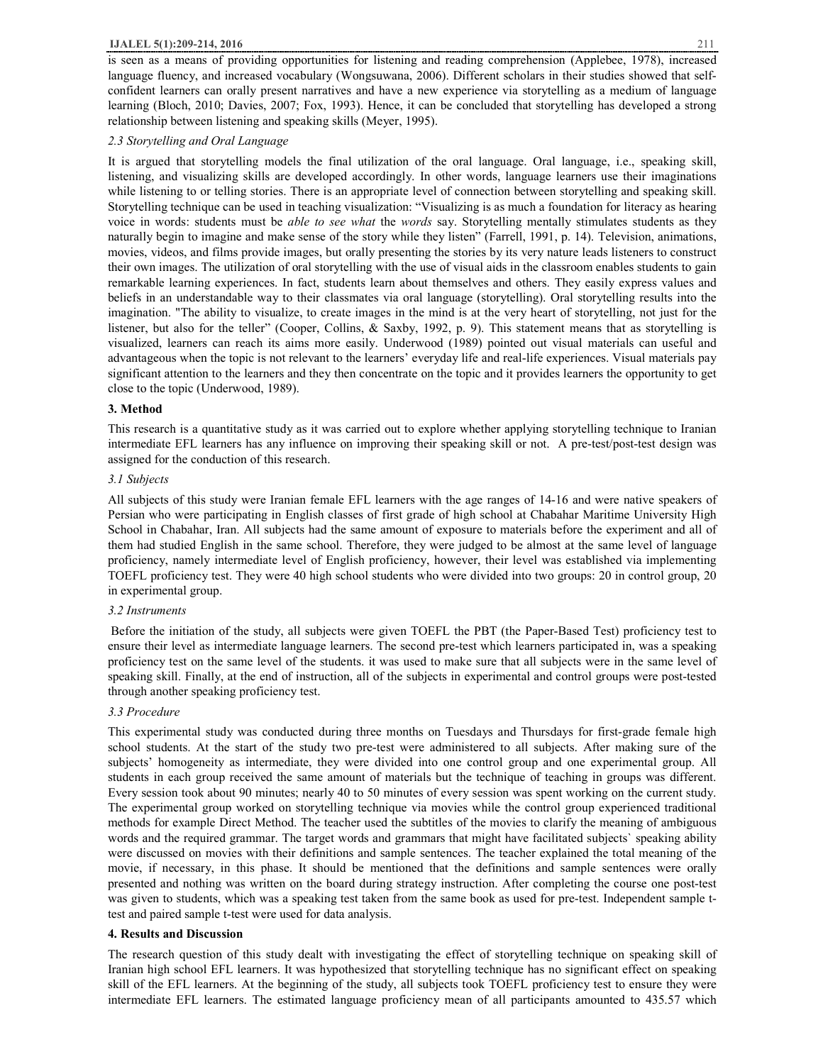is seen as a means of providing opportunities for listening and reading comprehension (Applebee, 1978), increased language fluency, and increased vocabulary (Wongsuwana, 2006). Different scholars in their studies showed that self-confident learners can orally present narratives and have a new experience via storytelling as a medium of language learning (Bloch, 2010; Davies, 2007; Fox, 1993). Hence, it can be concluded that storytelling has developed a strong relationship between listening and speaking skills (Meyer, 1995).

### *2.3 Storytelling and Oral Language*

It is argued that storytelling models the final utilization of the oral language. Oral language, i.e., speaking skill, listening, and visualizing skills are developed accordingly. In other words, language learners use their imaginations while listening to or telling stories. There is an appropriate level of connection between storytelling and speaking skill. Storytelling technique can be used in teaching visualization: "Visualizing is as much a foundation for literacy as hearing voice in words: students must be *able to see what* the *words* say. Storytelling mentally stimulates students as they naturally begin to imagine and make sense of the story while they listen" (Farrell, 1991, p. 14). Television, animations, movies, videos, and films provide images, but orally presenting the stories by its very nature leads listeners to construct their own images. The utilization of oral storytelling with the use of visual aids in the classroom enables students to gain remarkable learning experiences. In fact, students learn about themselves and others. They easily express values and beliefs in an understandable way to their classmates via oral language (storytelling). Oral storytelling results into the imagination. "The ability to visualize, to create images in the mind is at the very heart of storytelling, not just for the listener, but also for the teller" (Cooper, Collins, & Saxby, 1992, p. 9). This statement means that as storytelling is visualized, learners can reach its aims more easily. Underwood (1989) pointed out visual materials can useful and advantageous when the topic is not relevant to the learners' everyday life and real-life experiences. Visual materials pay significant attention to the learners and they then concentrate on the topic and it provides learners the opportunity to get close to the topic (Underwood, 1989).

## **3. Method**

This research is a quantitative study as it was carried out to explore whether applying storytelling technique to Iranian intermediate EFL learners has any influence on improving their speaking skill or not. A pre-test/post-test design was assigned for the conduction of this research.

### *3.1 Subjects*

All subjects of this study were Iranian female EFL learners with the age ranges of 14-16 and were native speakers of Persian who were participating in English classes of first grade of high school at Chabahar Maritime University High School in Chabahar, Iran. All subjects had the same amount of exposure to materials before the experiment and all of them had studied English in the same school. Therefore, they were judged to be almost at the same level of language proficiency, namely intermediate level of English proficiency, however, their level was established via implementing TOEFL proficiency test. They were 40 high school students who were divided into two groups: 20 in control group, 20 in experimental group.

### *3.2 Instruments*

Before the initiation of the study, all subjects were given TOEFL the PBT (the Paper-Based Test) proficiency test to ensure their level as intermediate language learners. The second pre-test which learners participated in, was a speaking proficiency test on the same level of the students. it was used to make sure that all subjects were in the same level of speaking skill. Finally, at the end of instruction, all of the subjects in experimental and control groups were post-tested through another speaking proficiency test.

### *3.3 Procedure*

This experimental study was conducted during three months on Tuesdays and Thursdays for first-grade female high school students. At the start of the study two pre-test were administered to all subjects. After making sure of the subjects' homogeneity as intermediate, they were divided into one control group and one experimental group. All students in each group received the same amount of materials but the technique of teaching in groups was different. Every session took about 90 minutes; nearly 40 to 50 minutes of every session was spent working on the current study. The experimental group worked on storytelling technique via movies while the control group experienced traditional methods for example Direct Method. The teacher used the subtitles of the movies to clarify the meaning of ambiguous words and the required grammar. The target words and grammars that might have facilitated subjects` speaking ability were discussed on movies with their definitions and sample sentences. The teacher explained the total meaning of the movie, if necessary, in this phase. It should be mentioned that the definitions and sample sentences were orally presented and nothing was written on the board during strategy instruction. After completing the course one post-test was given to students, which was a speaking test taken from the same book as used for pre-test. Independent sample t-test and paired sample t-test were used for data analysis.

## **4. Results and Discussion**

The research question of this study dealt with investigating the effect of storytelling technique on speaking skill of Iranian high school EFL learners. It was hypothesized that storytelling technique has no significant effect on speaking skill of the EFL learners. At the beginning of the study, all subjects took TOEFL proficiency test to ensure they were intermediate EFL learners. The estimated language proficiency mean of all participants amounted to 435.57 which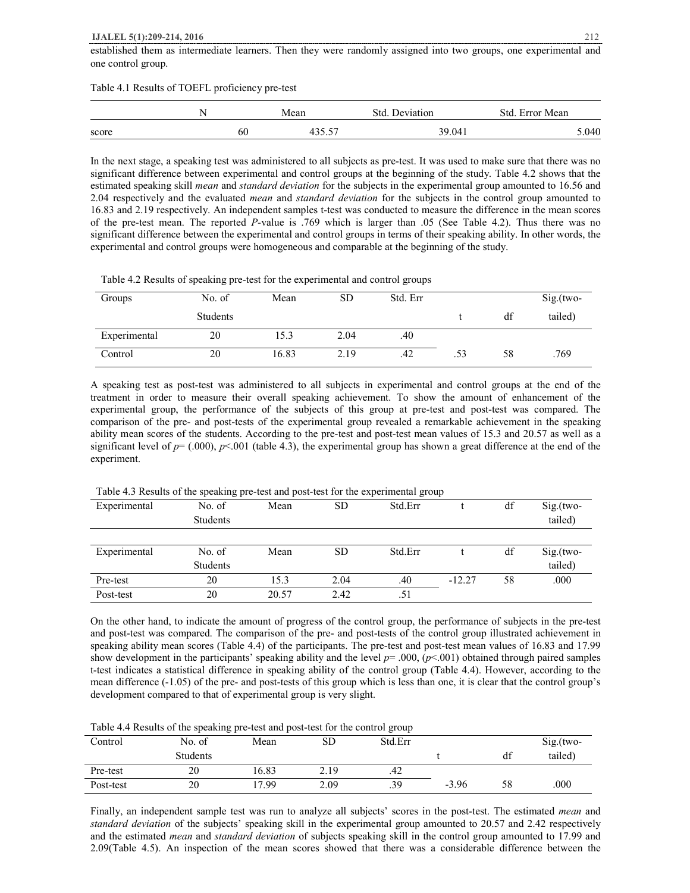established them as intermediate learners. Then they were randomly assigned into two groups, one experimental and one control group.

Table 4.1 Results of TOEFL proficiency pre-test

| | N | Mean | Std. Deviation | Std. Error Mean |
|---|---|---|---|---|
| score | 60 | 435.57 | 39.041 | 5.040 |

In the next stage, a speaking test was administered to all subjects as pre-test. It was used to make sure that there was no significant difference between experimental and control groups at the beginning of the study. Table 4.2 shows that the estimated speaking skill *mean* and *standard deviation* for the subjects in the experimental group amounted to 16.56 and 2.04 respectively and the evaluated *mean* and *standard deviation* for the subjects in the control group amounted to 16.83 and 2.19 respectively. An independent samples t-test was conducted to measure the difference in the mean scores of the pre-test mean. The reported *P*-value is .769 which is larger than .05 (See Table 4.2). Thus there was no significant difference between the experimental and control groups in terms of their speaking ability. In other words, the experimental and control groups were homogeneous and comparable at the beginning of the study.

Table 4.2 Results of speaking pre-test for the experimental and control groups

| Groups | No. of Students | Mean | SD | Std. Err | t | df | Sig.(two-tailed) |
|---|---|---|---|---|---|---|---|
| Experimental | 20 | 15.3 | 2.04 | .40 | | | |
| Control | 20 | 16.83 | 2.19 | .42 | .53 | 58 | .769 |

A speaking test as post-test was administered to all subjects in experimental and control groups at the end of the treatment in order to measure their overall speaking achievement. To show the amount of enhancement of the experimental group, the performance of the subjects of this group at pre-test and post-test was compared. The comparison of the pre- and post-tests of the experimental group revealed a remarkable achievement in the speaking ability mean scores of the students. According to the pre-test and post-test mean values of 15.3 and 20.57 as well as a significant level of $p$= (.000), $p$<.001 (table 4.3), the experimental group has shown a great difference at the end of the experiment.

Table 4.3 Results of the speaking pre-test and post-test for the experimental group

| Experimental | No. of Students | Mean | SD | Std.Err | t | df | Sig.(two-tailed) |
|---|---|---|---|---|---|---|---|
| Experimental | No. of Students | Mean | SD | Std.Err | t | df | Sig.(two-tailed) |
| Pre-test | 20 | 15.3 | 2.04 | .40 | -12.27 | 58 | .000 |
| Post-test | 20 | 20.57 | 2.42 | .51 | | | |

On the other hand, to indicate the amount of progress of the control group, the performance of subjects in the pre-test and post-test was compared. The comparison of the pre- and post-tests of the control group illustrated achievement in speaking ability mean scores (Table 4.4) of the participants. The pre-test and post-test mean values of 16.83 and 17.99 show development in the participants' speaking ability and the level $p$= .000, ($p$<.001) obtained through paired samples t-test indicates a statistical difference in speaking ability of the control group (Table 4.4). However, according to the mean difference (-1.05) of the pre- and post-tests of this group which is less than one, it is clear that the control group's development compared to that of experimental group is very slight.

Table 4.4 Results of the speaking pre-test and post-test for the control group

| Control | No. of Students | Mean | SD | Std.Err | t | df | Sig.(two-tailed) |
|---|---|---|---|---|---|---|---|
| Pre-test | 20 | 16.83 | 2.19 | .42 | | | |
| Post-test | 20 | 17.99 | 2.09 | .39 | -3.96 | 58 | .000 |

Finally, an independent sample test was run to analyze all subjects' scores in the post-test. The estimated *mean* and *standard deviation* of the subjects' speaking skill in the experimental group amounted to 20.57 and 2.42 respectively and the estimated *mean* and *standard deviation* of subjects speaking skill in the control group amounted to 17.99 and 2.09(Table 4.5). An inspection of the mean scores showed that there was a considerable difference between the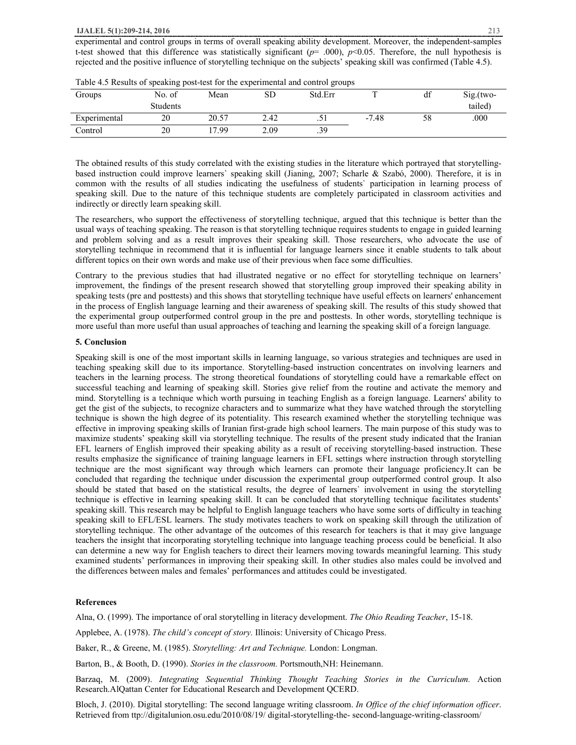experimental and control groups in terms of overall speaking ability development. Moreover, the independent-samples t-test showed that this difference was statistically significant ($p$= .000), $p$<0.05. Therefore, the null hypothesis is rejected and the positive influence of storytelling technique on the subjects' speaking skill was confirmed (Table 4.5).

Table 4.5 Results of speaking post-test for the experimental and control groups

| Groups | No. of Students | Mean | SD | Std.Err | T | df | Sig.(two-tailed) |
|---|---|---|---|---|---|---|---|
| Experimental | 20 | 20.57 | 2.42 | .51 | -7.48 | 58 | .000 |
| Control | 20 | 17.99 | 2.09 | .39 | | | |

The obtained results of this study correlated with the existing studies in the literature which portrayed that storytelling-based instruction could improve learners` speaking skill (Jianing, 2007; Scharle & Szabó, 2000). Therefore, it is in common with the results of all studies indicating the usefulness of students` participation in learning process of speaking skill. Due to the nature of this technique students are completely participated in classroom activities and indirectly or directly learn speaking skill.

The researchers, who support the effectiveness of storytelling technique, argued that this technique is better than the usual ways of teaching speaking. The reason is that storytelling technique requires students to engage in guided learning and problem solving and as a result improves their speaking skill. Those researchers, who advocate the use of storytelling technique in recommend that it is influential for language learners since it enable students to talk about different topics on their own words and make use of their previous when face some difficulties.

Contrary to the previous studies that had illustrated negative or no effect for storytelling technique on learners' improvement, the findings of the present research showed that storytelling group improved their speaking ability in speaking tests (pre and posttests) and this shows that storytelling technique have useful effects on learners' enhancement in the process of English language learning and their awareness of speaking skill. The results of this study showed that the experimental group outperformed control group in the pre and posttests. In other words, storytelling technique is more useful than more useful than usual approaches of teaching and learning the speaking skill of a foreign language.

## 5. Conclusion

Speaking skill is one of the most important skills in learning language, so various strategies and techniques are used in teaching speaking skill due to its importance. Storytelling-based instruction concentrates on involving learners and teachers in the learning process. The strong theoretical foundations of storytelling could have a remarkable effect on successful teaching and learning of speaking skill. Stories give relief from the routine and activate the memory and mind. Storytelling is a technique which worth pursuing in teaching English as a foreign language. Learners' ability to get the gist of the subjects, to recognize characters and to summarize what they have watched through the storytelling technique is shown the high degree of its potentiality. This research examined whether the storytelling technique was effective in improving speaking skills of Iranian first-grade high school learners. The main purpose of this study was to maximize students' speaking skill via storytelling technique. The results of the present study indicated that the Iranian EFL learners of English improved their speaking ability as a result of receiving storytelling-based instruction. These results emphasize the significance of training language learners in EFL settings where instruction through storytelling technique are the most significant way through which learners can promote their language proficiency.It can be concluded that regarding the technique under discussion the experimental group outperformed control group. It also should be stated that based on the statistical results, the degree of learners` involvement in using the storytelling technique is effective in learning speaking skill. It can be concluded that storytelling technique facilitates students' speaking skill. This research may be helpful to English language teachers who have some sorts of difficulty in teaching speaking skill to EFL/ESL learners. The study motivates teachers to work on speaking skill through the utilization of storytelling technique. The other advantage of the outcomes of this research for teachers is that it may give language teachers the insight that incorporating storytelling technique into language teaching process could be beneficial. It also can determine a new way for English teachers to direct their learners moving towards meaningful learning. This study examined students' performances in improving their speaking skill. In other studies also males could be involved and the differences between males and females' performances and attitudes could be investigated.

## References

Alna, O. (1999). The importance of oral storytelling in literacy development. *The Ohio Reading Teacher*, 15-18.

Applebee, A. (1978). *The child's concept of story.* Illinois: University of Chicago Press.

Baker, R., & Greene, M. (1985). *Storytelling: Art and Technique.* London: Longman.

Barton, B., & Booth, D. (1990). *Stories in the classroom.* Portsmouth,NH: Heinemann.

Barzaq, M. (2009). *Integrating Sequential Thinking Thought Teaching Stories in the Curriculum.* Action Research.AlQattan Center for Educational Research and Development QCERD.

Bloch, J. (2010). Digital storytelling: The second language writing classroom. *In Office of the chief information officer*. Retrieved from ttp://digitalunion.osu.edu/2010/08/19/ digital-storytelling-the- second-language-writing-classroom/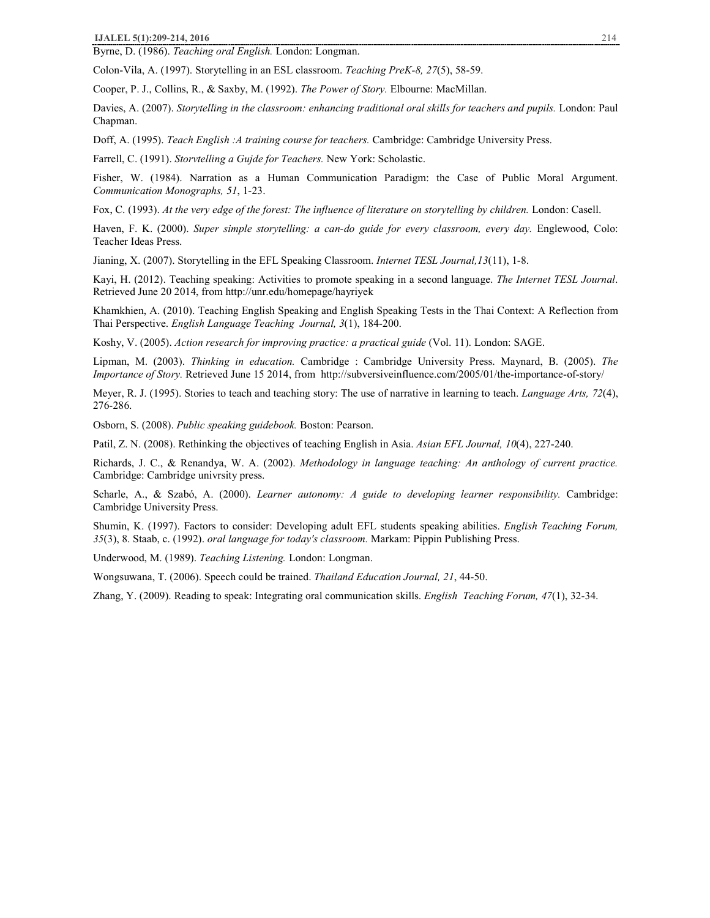Byrne, D. (1986). *Teaching oral English.* London: Longman.

Colon-Vila, A. (1997). Storytelling in an ESL classroom. *Teaching PreK-8, 27*(5), 58-59.

Cooper, P. J., Collins, R., & Saxby, M. (1992). *The Power of Story.* Elbourne: MacMillan.

Davies, A. (2007). *Storytelling in the classroom: enhancing traditional oral skills for teachers and pupils.* London: Paul Chapman.

Doff, A. (1995). *Teach English :A training course for teachers.* Cambridge: Cambridge University Press.

Farrell, C. (1991). *Storvtelling a Gujde for Teachers.* New York: Scholastic.

Fisher, W. (1984). Narration as a Human Communication Paradigm: the Case of Public Moral Argument. *Communication Monographs, 51*, 1-23.

Fox, C. (1993). *At the very edge of the forest: The influence of literature on storytelling by children.* London: Casell.

Haven, F. K. (2000). *Super simple storytelling: a can-do guide for every classroom, every day.* Englewood, Colo: Teacher Ideas Press.

Jianing, X. (2007). Storytelling in the EFL Speaking Classroom. *Internet TESL Journal,13*(11), 1-8.

Kayi, H. (2012). Teaching speaking: Activities to promote speaking in a second language. *The Internet TESL Journal*. Retrieved June 20 2014, from http://unr.edu/homepage/hayriyek

Khamkhien, A. (2010). Teaching English Speaking and English Speaking Tests in the Thai Context: A Reflection from Thai Perspective. *English Language Teaching Journal, 3*(1), 184-200.

Koshy, V. (2005). *Action research for improving practice: a practical guide* (Vol. 11). London: SAGE.

Lipman, M. (2003). *Thinking in education.* Cambridge : Cambridge University Press. Maynard, B. (2005). *The Importance of Story.* Retrieved June 15 2014, from http://subversiveinfluence.com/2005/01/the-importance-of-story/

Meyer, R. J. (1995). Stories to teach and teaching story: The use of narrative in learning to teach. *Language Arts, 72*(4), 276-286.

Osborn, S. (2008). *Public speaking guidebook.* Boston: Pearson.

Patil, Z. N. (2008). Rethinking the objectives of teaching English in Asia. *Asian EFL Journal, 10*(4), 227-240.

Richards, J. C., & Renandya, W. A. (2002). *Methodology in language teaching: An anthology of current practice.* Cambridge: Cambridge univrsity press.

Scharle, A., & Szabó, A. (2000). *Learner autonomy: A guide to developing learner responsibility.* Cambridge: Cambridge University Press.

Shumin, K. (1997). Factors to consider: Developing adult EFL students speaking abilities. *English Teaching Forum, 35*(3), 8. Staab, c. (1992). *oral language for today's classroom.* Markam: Pippin Publishing Press.

Underwood, M. (1989). *Teaching Listening.* London: Longman.

Wongsuwana, T. (2006). Speech could be trained. *Thailand Education Journal, 21*, 44-50.

Zhang, Y. (2009). Reading to speak: Integrating oral communication skills. *English Teaching Forum, 47*(1), 32-34.